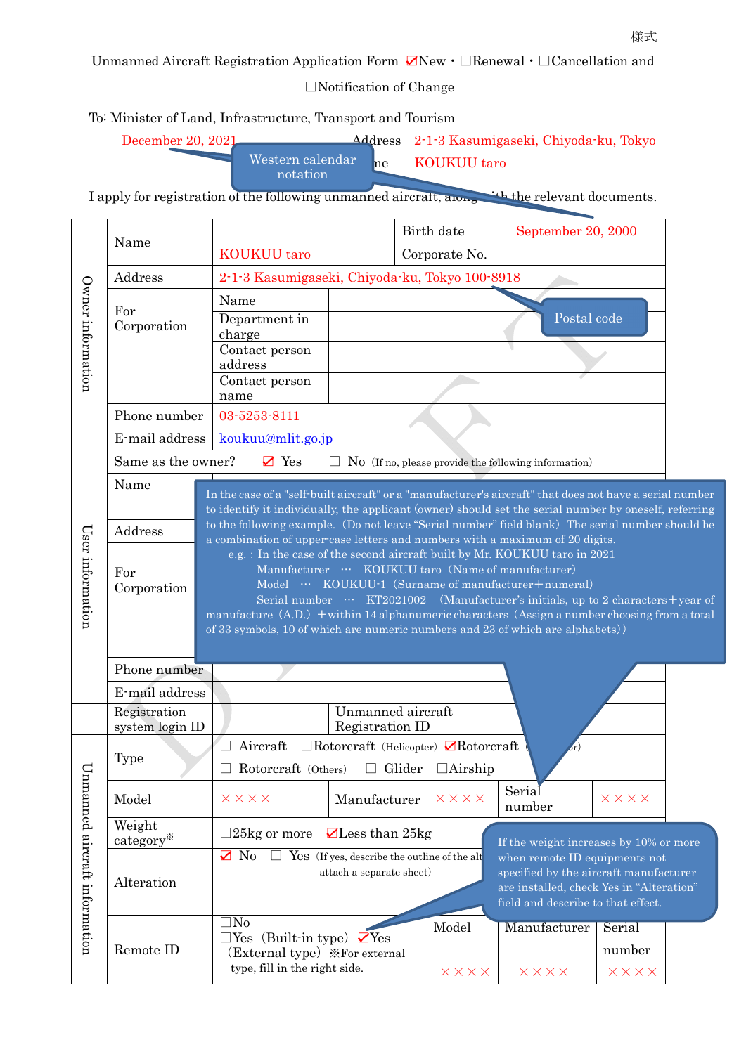様式

Unmanned Aircraft Registration Application Form ☑New・☐Renewal・☐Cancellation and ☐Notification of Change

To: Minister of Land, Infrastructure, Transport and Tourism

December 20, 2021　　Address　2-1-3 Kasumigaseki, Chiyoda-ku, Tokyo

Name　KOUKUU taro

Western calendar notation

I apply for registration of the following unmanned aircraft, along with the relevant documents.

| | | | | |
|---|---|---|---|---|
| Owner information | Name | KOUKUU taro | Birth date | September 20, 2000 |
| | | | Corporate No. | |
| | Address | 2-1-3 Kasumigaseki, Chiyoda-ku, Tokyo 100-8918 | | |
| | For Corporation | Name | | |
| | | Department in charge | | |
| | | Contact person address | | |
| | | Contact person name | | |
| | Phone number | 03-5253-8111 | | |
| | E-mail address | koukuu@mlit.go.jp | | |
| User information | Same as the owner? ☑ Yes ☐ No (If no, please provide the following information) | | | |
| | Name | | | |
| | Address | | | |
| | For Corporation | | | |
| | Phone number | | | |
| | E-mail address | | | |
| | Registration system login ID | | Unmanned aircraft Registration ID | |
| Unmanned aircraft information | Type | ☐ Aircraft ☐Rotorcraft (Helicopter) ☑Rotorcraft (Multicopter) ☐ Rotorcraft (Others) ☐ Glider ☐Airship | | |
| | Model | ×××× | Manufacturer ×××× | Serial number ×××× |
| | Weight category※ | ☐25kg or more ☑Less than 25kg | | |
| | Alteration | ☑ No ☐ Yes (If yes, describe the outline of the alteration or attach a separate sheet) | | |
| | Remote ID | ☐No ☐Yes (Built-in type) ☑Yes (External type) ※For external type, fill in the right side. | Model ×××× / Manufacturer ×××× | Serial number ×××× |

Postal code

In the case of a "self-built aircraft" or a "manufacturer's aircraft" that does not have a serial number to identify it individually, the applicant (owner) should set the serial number by oneself, referring to the following example.（Do not leave "Serial number" field blank）The serial number should be a combination of upper-case letters and numbers with a maximum of 20 digits.
e.g.：In the case of the second aircraft built by Mr. KOUKUU taro in 2021
Manufacturer … KOUKUU taro（Name of manufacturer）
Model … KOUKUU-1（Surname of manufacturer＋numeral）
Serial number … KT2021002 （Manufacturer's initials, up to 2 characters＋year of manufacture（A.D.）＋within 14 alphanumeric characters（Assign a number choosing from a total of 33 symbols, 10 of which are numeric numbers and 23 of which are alphabets））

If the weight increases by 10% or more when remote ID equipments not specified by the aircraft manufacturer are installed, check Yes in "Alteration" field and describe to that effect.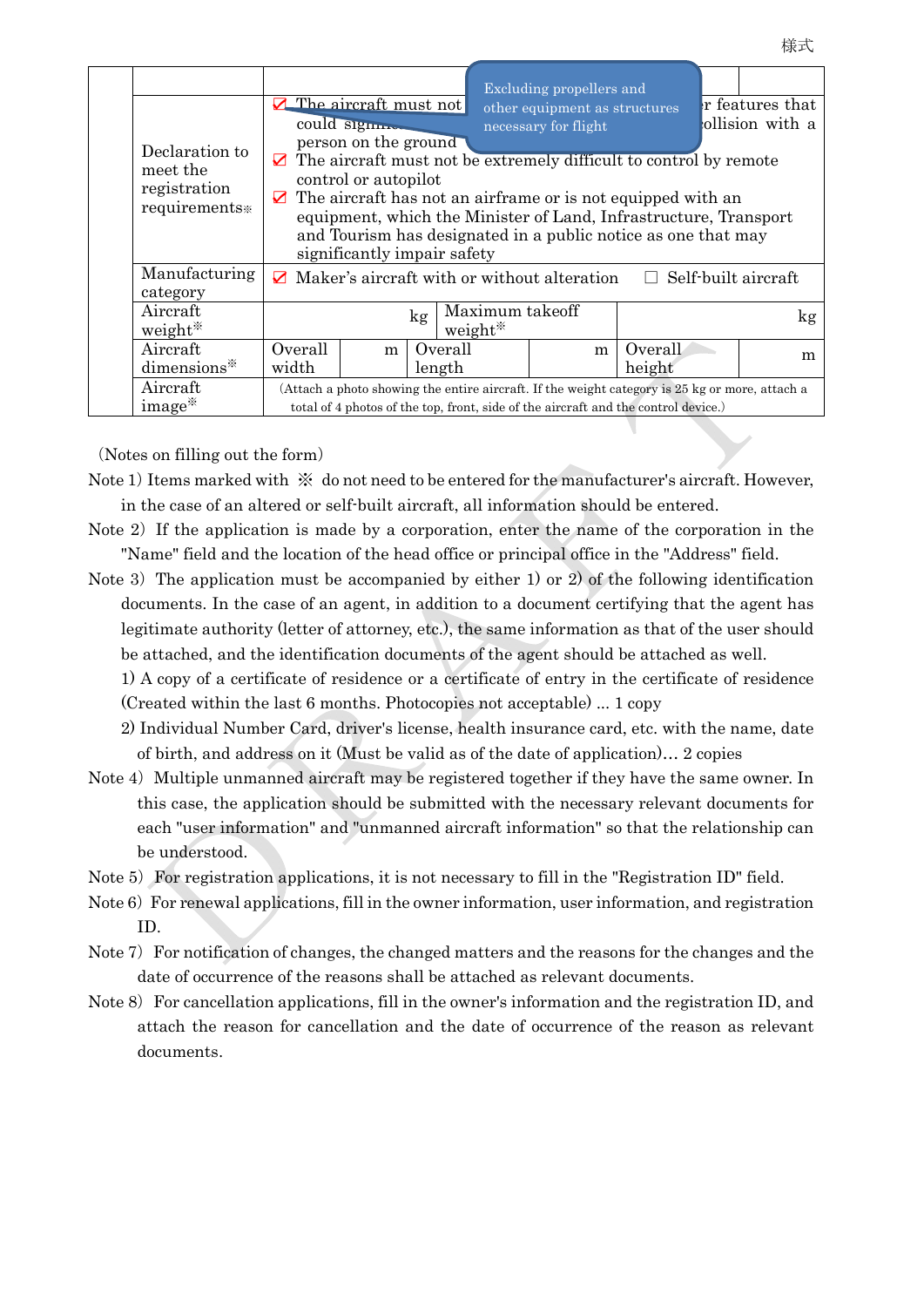| | | | | | | | |
|---|---|---|---|---|---|---|---|
| | | | | | | | |
| | Declaration to meet the registration requirements※ | ☑ The aircraft must not … could signi… person on the ground … r features that … ollision with a<br>(Excluding propellers and other equipment as structures necessary for flight)<br>☑ The aircraft must not be extremely difficult to control by remote control or autopilot<br>☑ The aircraft has not an airframe or is not equipped with an equipment, which the Minister of Land, Infrastructure, Transport and Tourism has designated in a public notice as one that may significantly impair safety | | | | | |
| | Manufacturing category | ☑ Maker's aircraft with or without alteration　　☐ Self-built aircraft | | | | | |
| | Aircraft weight※ | kg | | Maximum takeoff weight※ | | kg | |
| | Aircraft dimensions※ | Overall width | m | Overall length | m | Overall height | m |
| | Aircraft image※ | (Attach a photo showing the entire aircraft. If the weight category is 25 kg or more, attach a total of 4 photos of the top, front, side of the aircraft and the control device.) | | | | | |

(Notes on filling out the form)

Note 1) Items marked with ※ do not need to be entered for the manufacturer's aircraft. However, in the case of an altered or self-built aircraft, all information should be entered.

Note 2) If the application is made by a corporation, enter the name of the corporation in the "Name" field and the location of the head office or principal office in the "Address" field.

Note 3) The application must be accompanied by either 1) or 2) of the following identification documents. In the case of an agent, in addition to a document certifying that the agent has legitimate authority (letter of attorney, etc.), the same information as that of the user should be attached, and the identification documents of the agent should be attached as well.

1) A copy of a certificate of residence or a certificate of entry in the certificate of residence (Created within the last 6 months. Photocopies not acceptable) ... 1 copy

2) Individual Number Card, driver's license, health insurance card, etc. with the name, date of birth, and address on it (Must be valid as of the date of application)… 2 copies

Note 4) Multiple unmanned aircraft may be registered together if they have the same owner. In this case, the application should be submitted with the necessary relevant documents for each "user information" and "unmanned aircraft information" so that the relationship can be understood.

Note 5) For registration applications, it is not necessary to fill in the "Registration ID" field.

Note 6) For renewal applications, fill in the owner information, user information, and registration ID.

Note 7) For notification of changes, the changed matters and the reasons for the changes and the date of occurrence of the reasons shall be attached as relevant documents.

Note 8) For cancellation applications, fill in the owner's information and the registration ID, and attach the reason for cancellation and the date of occurrence of the reason as relevant documents.